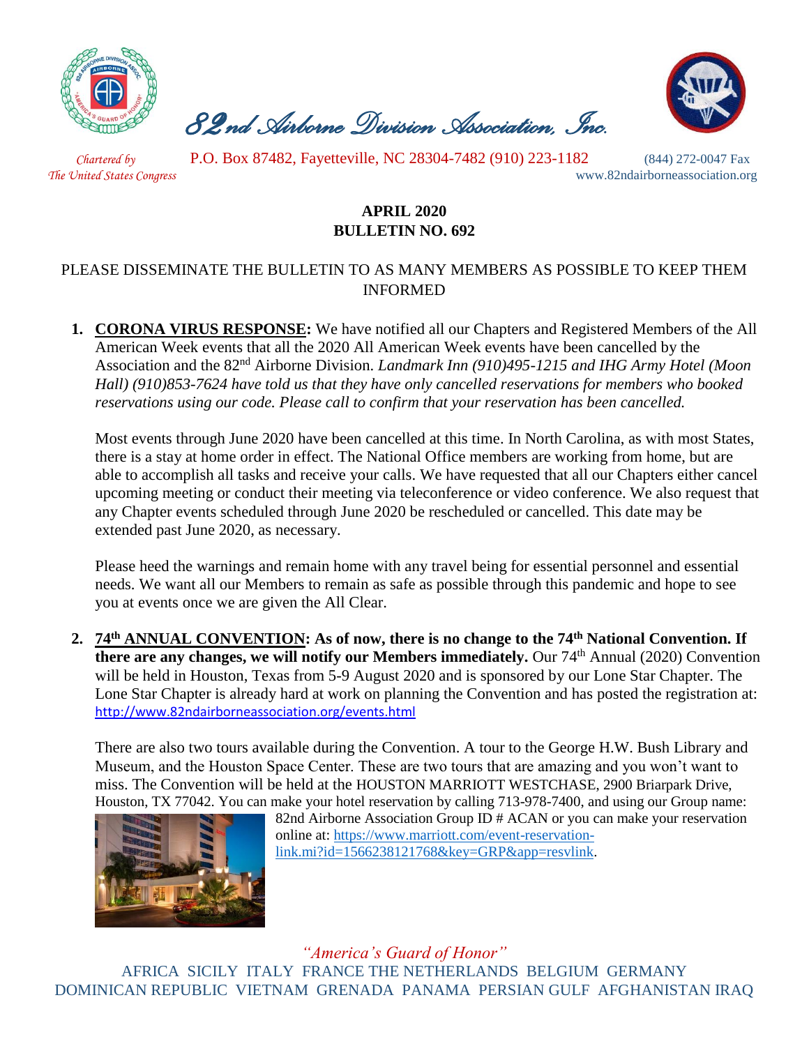# 82nd Airborne Division Association, Inc.

*Chartered by The United States Congress*

P.O. Box 87482, Fayetteville, NC 28304-7482 (910) 223-1182 (844) 272-0047 Fax

www.82ndairborneassociation.org

**APRIL 2020**
**BULLETIN NO. 692**

PLEASE DISSEMINATE THE BULLETIN TO AS MANY MEMBERS AS POSSIBLE TO KEEP THEM INFORMED

1. **CORONA VIRUS RESPONSE:** We have notified all our Chapters and Registered Members of the All American Week events that all the 2020 All American Week events have been cancelled by the Association and the 82nd Airborne Division. *Landmark Inn (910)495-1215 and IHG Army Hotel (Moon Hall) (910)853-7624 have told us that they have only cancelled reservations for members who booked reservations using our code. Please call to confirm that your reservation has been cancelled.*

   Most events through June 2020 have been cancelled at this time. In North Carolina, as with most States, there is a stay at home order in effect. The National Office members are working from home, but are able to accomplish all tasks and receive your calls. We have requested that all our Chapters either cancel upcoming meeting or conduct their meeting via teleconference or video conference. We also request that any Chapter events scheduled through June 2020 be rescheduled or cancelled. This date may be extended past June 2020, as necessary.

   Please heed the warnings and remain home with any travel being for essential personnel and essential needs. We want all our Members to remain as safe as possible through this pandemic and hope to see you at events once we are given the All Clear.

2. **74th ANNUAL CONVENTION: As of now, there is no change to the 74th National Convention. If there are any changes, we will notify our Members immediately.** Our 74th Annual (2020) Convention will be held in Houston, Texas from 5-9 August 2020 and is sponsored by our Lone Star Chapter. The Lone Star Chapter is already hard at work on planning the Convention and has posted the registration at: http://www.82ndairborneassociation.org/events.html

   There are also two tours available during the Convention. A tour to the George H.W. Bush Library and Museum, and the Houston Space Center. These are two tours that are amazing and you won't want to miss. The Convention will be held at the HOUSTON MARRIOTT WESTCHASE, 2900 Briarpark Drive, Houston, TX 77042. You can make your hotel reservation by calling 713-978-7400, and using our Group name: 82nd Airborne Association Group ID # ACAN or you can make your reservation online at: https://www.marriott.com/event-reservation-link.mi?id=1566238121768&key=GRP&app=resvlink.

*"America's Guard of Honor"*

AFRICA SICILY ITALY FRANCE THE NETHERLANDS BELGIUM GERMANY DOMINICAN REPUBLIC VIETNAM GRENADA PANAMA PERSIAN GULF AFGHANISTAN IRAQ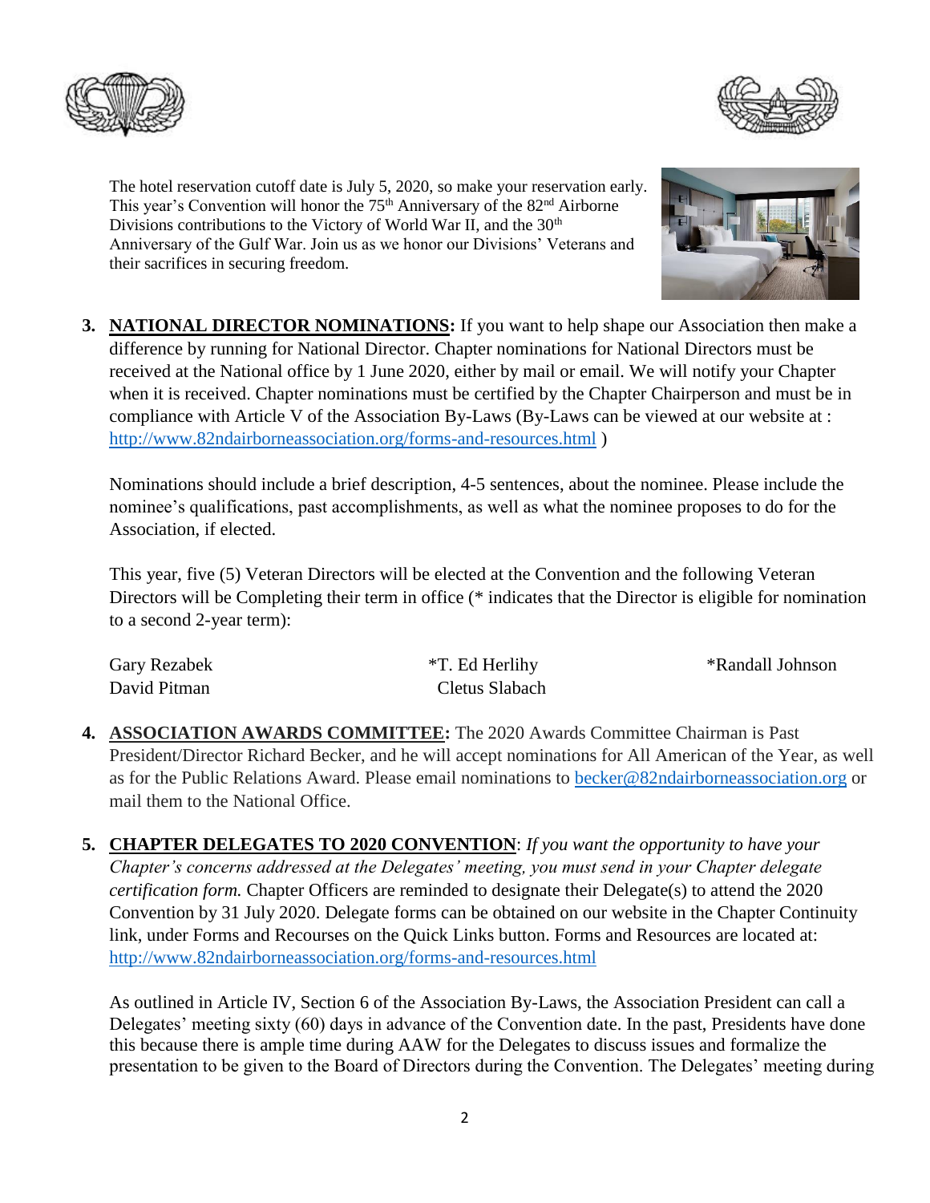The hotel reservation cutoff date is July 5, 2020, so make your reservation early. This year's Convention will honor the 75th Anniversary of the 82nd Airborne Divisions contributions to the Victory of World War II, and the 30th Anniversary of the Gulf War. Join us as we honor our Divisions' Veterans and their sacrifices in securing freedom.

3. **NATIONAL DIRECTOR NOMINATIONS:** If you want to help shape our Association then make a difference by running for National Director. Chapter nominations for National Directors must be received at the National office by 1 June 2020, either by mail or email. We will notify your Chapter when it is received. Chapter nominations must be certified by the Chapter Chairperson and must be in compliance with Article V of the Association By-Laws (By-Laws can be viewed at our website at : http://www.82ndairborneassociation.org/forms-and-resources.html )

   Nominations should include a brief description, 4-5 sentences, about the nominee. Please include the nominee's qualifications, past accomplishments, as well as what the nominee proposes to do for the Association, if elected.

   This year, five (5) Veteran Directors will be elected at the Convention and the following Veteran Directors will be Completing their term in office (* indicates that the Director is eligible for nomination to a second 2-year term):

   Gary Rezabek
   David Pitman
   *T. Ed Herlihy
   Cletus Slabach
   *Randall Johnson

4. **ASSOCIATION AWARDS COMMITTEE:** The 2020 Awards Committee Chairman is Past President/Director Richard Becker, and he will accept nominations for All American of the Year, as well as for the Public Relations Award. Please email nominations to becker@82ndairborneassociation.org or mail them to the National Office.

5. **CHAPTER DELEGATES TO 2020 CONVENTION**: *If you want the opportunity to have your Chapter's concerns addressed at the Delegates' meeting, you must send in your Chapter delegate certification form.* Chapter Officers are reminded to designate their Delegate(s) to attend the 2020 Convention by 31 July 2020. Delegate forms can be obtained on our website in the Chapter Continuity link, under Forms and Recourses on the Quick Links button. Forms and Resources are located at: http://www.82ndairborneassociation.org/forms-and-resources.html

   As outlined in Article IV, Section 6 of the Association By-Laws, the Association President can call a Delegates' meeting sixty (60) days in advance of the Convention date. In the past, Presidents have done this because there is ample time during AAW for the Delegates to discuss issues and formalize the presentation to be given to the Board of Directors during the Convention. The Delegates' meeting during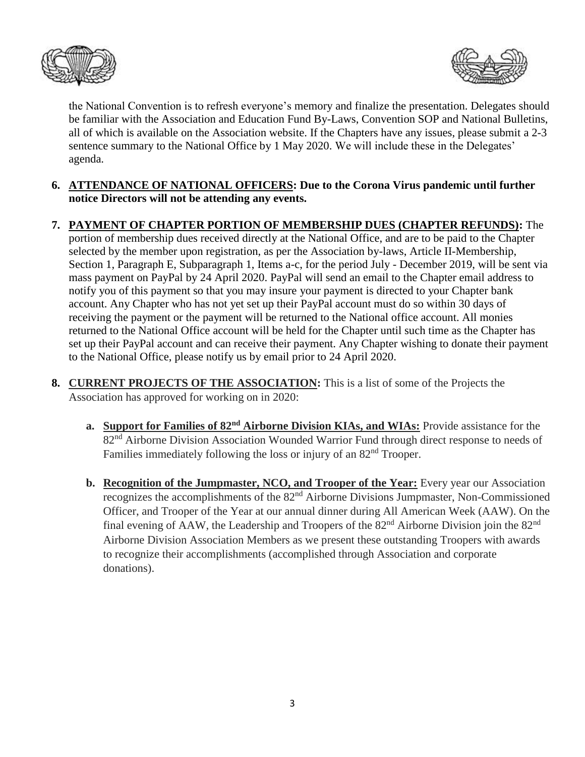the National Convention is to refresh everyone's memory and finalize the presentation. Delegates should be familiar with the Association and Education Fund By-Laws, Convention SOP and National Bulletins, all of which is available on the Association website. If the Chapters have any issues, please submit a 2-3 sentence summary to the National Office by 1 May 2020. We will include these in the Delegates' agenda.

6. **ATTENDANCE OF NATIONAL OFFICERS: Due to the Corona Virus pandemic until further notice Directors will not be attending any events.**

7. **PAYMENT OF CHAPTER PORTION OF MEMBERSHIP DUES (CHAPTER REFUNDS):** The portion of membership dues received directly at the National Office, and are to be paid to the Chapter selected by the member upon registration, as per the Association by-laws, Article II-Membership, Section 1, Paragraph E, Subparagraph 1, Items a-c, for the period July - December 2019, will be sent via mass payment on PayPal by 24 April 2020. PayPal will send an email to the Chapter email address to notify you of this payment so that you may insure your payment is directed to your Chapter bank account. Any Chapter who has not yet set up their PayPal account must do so within 30 days of receiving the payment or the payment will be returned to the National office account. All monies returned to the National Office account will be held for the Chapter until such time as the Chapter has set up their PayPal account and can receive their payment. Any Chapter wishing to donate their payment to the National Office, please notify us by email prior to 24 April 2020.

8. **CURRENT PROJECTS OF THE ASSOCIATION:** This is a list of some of the Projects the Association has approved for working on in 2020:

   a. **Support for Families of 82nd Airborne Division KIAs, and WIAs:** Provide assistance for the 82nd Airborne Division Association Wounded Warrior Fund through direct response to needs of Families immediately following the loss or injury of an 82nd Trooper.

   b. **Recognition of the Jumpmaster, NCO, and Trooper of the Year:** Every year our Association recognizes the accomplishments of the 82nd Airborne Divisions Jumpmaster, Non-Commissioned Officer, and Trooper of the Year at our annual dinner during All American Week (AAW). On the final evening of AAW, the Leadership and Troopers of the 82nd Airborne Division join the 82nd Airborne Division Association Members as we present these outstanding Troopers with awards to recognize their accomplishments (accomplished through Association and corporate donations).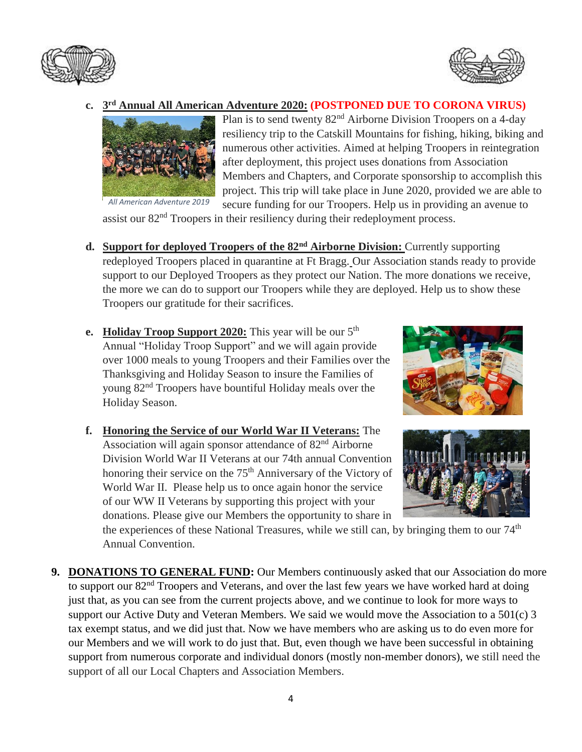c. **3rd Annual All American Adventure 2020:** **(POSTPONED DUE TO CORONA VIRUS)**

*All American Adventure 2019*

Plan is to send twenty 82nd Airborne Division Troopers on a 4-day resiliency trip to the Catskill Mountains for fishing, hiking, biking and numerous other activities. Aimed at helping Troopers in reintegration after deployment, this project uses donations from Association Members and Chapters, and Corporate sponsorship to accomplish this project. This trip will take place in June 2020, provided we are able to secure funding for our Troopers. Help us in providing an avenue to assist our 82nd Troopers in their resiliency during their redeployment process.

d. **Support for deployed Troopers of the 82nd Airborne Division:** Currently supporting redeployed Troopers placed in quarantine at Ft Bragg. Our Association stands ready to provide support to our Deployed Troopers as they protect our Nation. The more donations we receive, the more we can do to support our Troopers while they are deployed. Help us to show these Troopers our gratitude for their sacrifices.

e. **Holiday Troop Support 2020:** This year will be our 5th Annual "Holiday Troop Support" and we will again provide over 1000 meals to young Troopers and their Families over the Thanksgiving and Holiday Season to insure the Families of young 82nd Troopers have bountiful Holiday meals over the Holiday Season.

f. **Honoring the Service of our World War II Veterans:** The Association will again sponsor attendance of 82nd Airborne Division World War II Veterans at our 74th annual Convention honoring their service on the 75th Anniversary of the Victory of World War II. Please help us to once again honor the service of our WW II Veterans by supporting this project with your donations. Please give our Members the opportunity to share in the experiences of these National Treasures, while we still can, by bringing them to our 74th Annual Convention.

9. **DONATIONS TO GENERAL FUND:** Our Members continuously asked that our Association do more to support our 82nd Troopers and Veterans, and over the last few years we have worked hard at doing just that, as you can see from the current projects above, and we continue to look for more ways to support our Active Duty and Veteran Members. We said we would move the Association to a 501(c) 3 tax exempt status, and we did just that. Now we have members who are asking us to do even more for our Members and we will work to do just that. But, even though we have been successful in obtaining support from numerous corporate and individual donors (mostly non-member donors), we still need the support of all our Local Chapters and Association Members.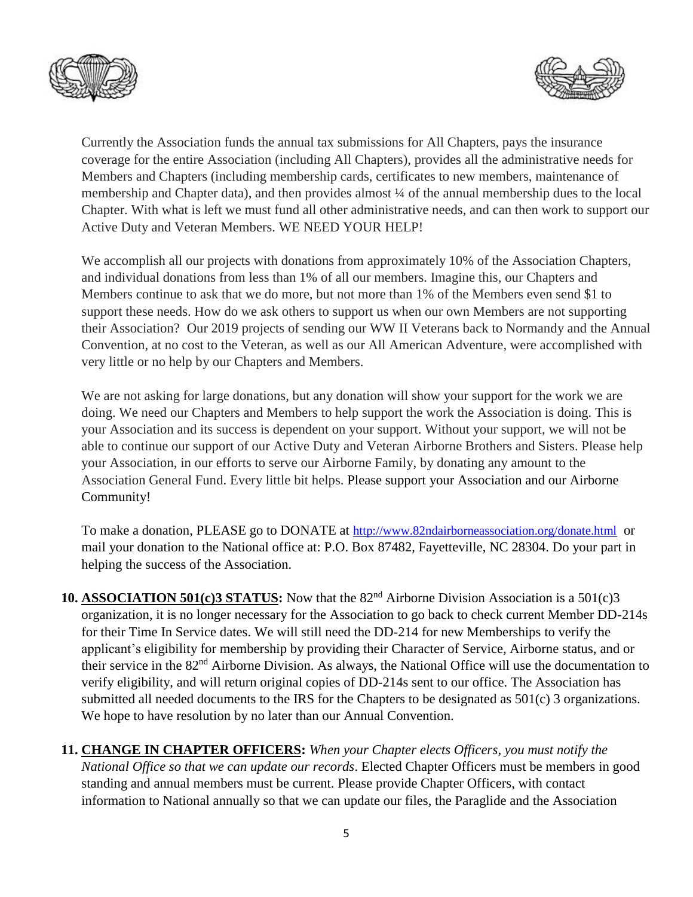Currently the Association funds the annual tax submissions for All Chapters, pays the insurance coverage for the entire Association (including All Chapters), provides all the administrative needs for Members and Chapters (including membership cards, certificates to new members, maintenance of membership and Chapter data), and then provides almost ¼ of the annual membership dues to the local Chapter. With what is left we must fund all other administrative needs, and can then work to support our Active Duty and Veteran Members. WE NEED YOUR HELP!

We accomplish all our projects with donations from approximately 10% of the Association Chapters, and individual donations from less than 1% of all our members. Imagine this, our Chapters and Members continue to ask that we do more, but not more than 1% of the Members even send $1 to support these needs. How do we ask others to support us when our own Members are not supporting their Association? Our 2019 projects of sending our WW II Veterans back to Normandy and the Annual Convention, at no cost to the Veteran, as well as our All American Adventure, were accomplished with very little or no help by our Chapters and Members.

We are not asking for large donations, but any donation will show your support for the work we are doing. We need our Chapters and Members to help support the work the Association is doing. This is your Association and its success is dependent on your support. Without your support, we will not be able to continue our support of our Active Duty and Veteran Airborne Brothers and Sisters. Please help your Association, in our efforts to serve our Airborne Family, by donating any amount to the Association General Fund. Every little bit helps. Please support your Association and our Airborne Community!

To make a donation, PLEASE go to DONATE at http://www.82ndairborneassociation.org/donate.html or mail your donation to the National office at: P.O. Box 87482, Fayetteville, NC 28304. Do your part in helping the success of the Association.

10. **ASSOCIATION 501(c)3 STATUS:** Now that the 82nd Airborne Division Association is a 501(c)3 organization, it is no longer necessary for the Association to go back to check current Member DD-214s for their Time In Service dates. We will still need the DD-214 for new Memberships to verify the applicant's eligibility for membership by providing their Character of Service, Airborne status, and or their service in the 82nd Airborne Division. As always, the National Office will use the documentation to verify eligibility, and will return original copies of DD-214s sent to our office. The Association has submitted all needed documents to the IRS for the Chapters to be designated as 501(c) 3 organizations. We hope to have resolution by no later than our Annual Convention.

11. **CHANGE IN CHAPTER OFFICERS:** *When your Chapter elects Officers, you must notify the National Office so that we can update our records*. Elected Chapter Officers must be members in good standing and annual members must be current. Please provide Chapter Officers, with contact information to National annually so that we can update our files, the Paraglide and the Association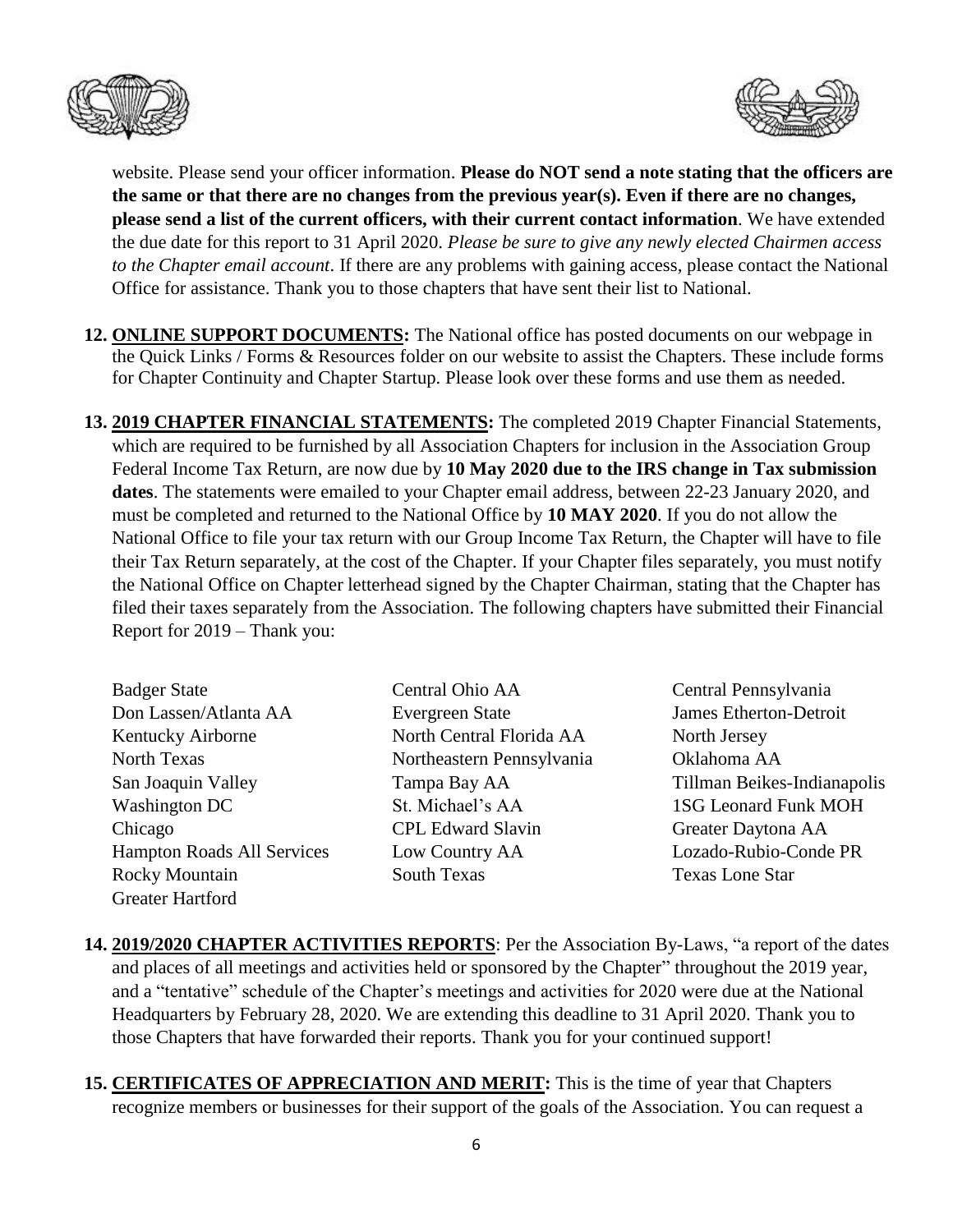website. Please send your officer information. **Please do NOT send a note stating that the officers are the same or that there are no changes from the previous year(s). Even if there are no changes, please send a list of the current officers, with their current contact information**. We have extended the due date for this report to 31 April 2020. *Please be sure to give any newly elected Chairmen access to the Chapter email account*. If there are any problems with gaining access, please contact the National Office for assistance. Thank you to those chapters that have sent their list to National.

12. **ONLINE SUPPORT DOCUMENTS:** The National office has posted documents on our webpage in the Quick Links / Forms & Resources folder on our website to assist the Chapters. These include forms for Chapter Continuity and Chapter Startup. Please look over these forms and use them as needed.

13. **2019 CHAPTER FINANCIAL STATEMENTS:** The completed 2019 Chapter Financial Statements, which are required to be furnished by all Association Chapters for inclusion in the Association Group Federal Income Tax Return, are now due by **10 May 2020 due to the IRS change in Tax submission dates**. The statements were emailed to your Chapter email address, between 22-23 January 2020, and must be completed and returned to the National Office by **10 MAY 2020**. If you do not allow the National Office to file your tax return with our Group Income Tax Return, the Chapter will have to file their Tax Return separately, at the cost of the Chapter. If your Chapter files separately, you must notify the National Office on Chapter letterhead signed by the Chapter Chairman, stating that the Chapter has filed their taxes separately from the Association. The following chapters have submitted their Financial Report for 2019 – Thank you:

| | | |
|---|---|---|
| Badger State | Central Ohio AA | Central Pennsylvania |
| Don Lassen/Atlanta AA | Evergreen State | James Etherton-Detroit |
| Kentucky Airborne | North Central Florida AA | North Jersey |
| North Texas | Northeastern Pennsylvania | Oklahoma AA |
| San Joaquin Valley | Tampa Bay AA | Tillman Beikes-Indianapolis |
| Washington DC | St. Michael's AA | 1SG Leonard Funk MOH |
| Chicago | CPL Edward Slavin | Greater Daytona AA |
| Hampton Roads All Services | Low Country AA | Lozado-Rubio-Conde PR |
| Rocky Mountain | South Texas | Texas Lone Star |
| Greater Hartford | | |

14. **2019/2020 CHAPTER ACTIVITIES REPORTS**: Per the Association By-Laws, "a report of the dates and places of all meetings and activities held or sponsored by the Chapter" throughout the 2019 year, and a "tentative" schedule of the Chapter's meetings and activities for 2020 were due at the National Headquarters by February 28, 2020. We are extending this deadline to 31 April 2020. Thank you to those Chapters that have forwarded their reports. Thank you for your continued support!

15. **CERTIFICATES OF APPRECIATION AND MERIT:** This is the time of year that Chapters recognize members or businesses for their support of the goals of the Association. You can request a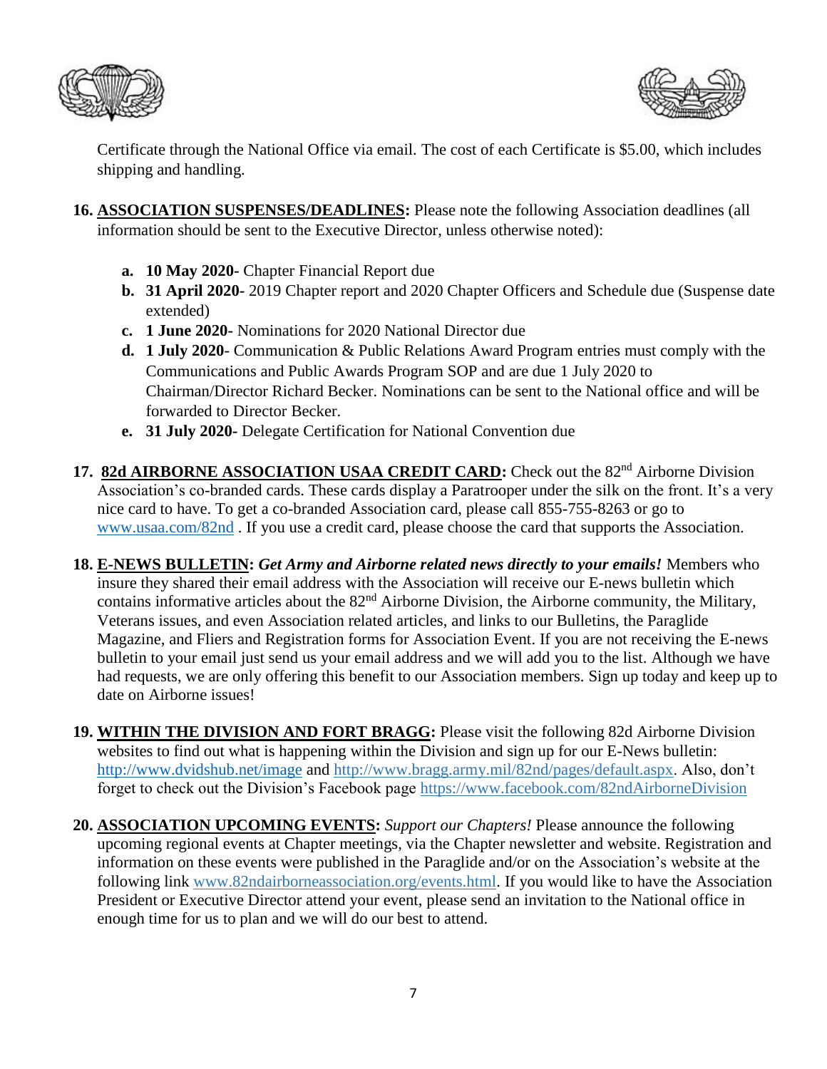Certificate through the National Office via email. The cost of each Certificate is $5.00, which includes shipping and handling.

16. **ASSOCIATION SUSPENSES/DEADLINES:** Please note the following Association deadlines (all information should be sent to the Executive Director, unless otherwise noted):

    a. **10 May 2020-** Chapter Financial Report due
    b. **31 April 2020-** 2019 Chapter report and 2020 Chapter Officers and Schedule due (Suspense date extended)
    c. **1 June 2020-** Nominations for 2020 National Director due
    d. **1 July 2020**- Communication & Public Relations Award Program entries must comply with the Communications and Public Awards Program SOP and are due 1 July 2020 to Chairman/Director Richard Becker. Nominations can be sent to the National office and will be forwarded to Director Becker.
    e. **31 July 2020**- Delegate Certification for National Convention due

17. **82d AIRBORNE ASSOCIATION USAA CREDIT CARD:** Check out the 82nd Airborne Division Association's co-branded cards. These cards display a Paratrooper under the silk on the front. It's a very nice card to have. To get a co-branded Association card, please call 855-755-8263 or go to www.usaa.com/82nd . If you use a credit card, please choose the card that supports the Association.

18. **E-NEWS BULLETIN:** ***Get Army and Airborne related news directly to your emails!*** Members who insure they shared their email address with the Association will receive our E-news bulletin which contains informative articles about the 82nd Airborne Division, the Airborne community, the Military, Veterans issues, and even Association related articles, and links to our Bulletins, the Paraglide Magazine, and Fliers and Registration forms for Association Event. If you are not receiving the E-news bulletin to your email just send us your email address and we will add you to the list. Although we have had requests, we are only offering this benefit to our Association members. Sign up today and keep up to date on Airborne issues!

19. **WITHIN THE DIVISION AND FORT BRAGG:** Please visit the following 82d Airborne Division websites to find out what is happening within the Division and sign up for our E-News bulletin: http://www.dvidshub.net/image and http://www.bragg.army.mil/82nd/pages/default.aspx. Also, don't forget to check out the Division's Facebook page https://www.facebook.com/82ndAirborneDivision

20. **ASSOCIATION UPCOMING EVENTS:** *Support our Chapters!* Please announce the following upcoming regional events at Chapter meetings, via the Chapter newsletter and website. Registration and information on these events were published in the Paraglide and/or on the Association's website at the following link www.82ndairborneassociation.org/events.html. If you would like to have the Association President or Executive Director attend your event, please send an invitation to the National office in enough time for us to plan and we will do our best to attend.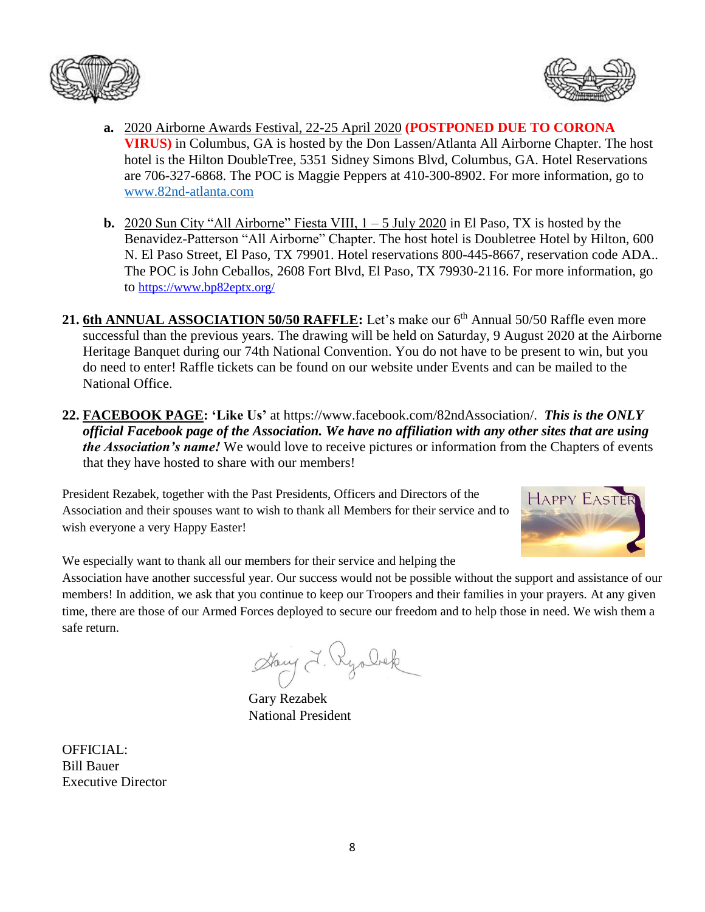a. 2020 Airborne Awards Festival, 22-25 April 2020 **(POSTPONED DUE TO CORONA VIRUS)** in Columbus, GA is hosted by the Don Lassen/Atlanta All Airborne Chapter. The host hotel is the Hilton DoubleTree, 5351 Sidney Simons Blvd, Columbus, GA. Hotel Reservations are 706-327-6868. The POC is Maggie Peppers at 410-300-8902. For more information, go to www.82nd-atlanta.com

b. 2020 Sun City "All Airborne" Fiesta VIII, 1 – 5 July 2020 in El Paso, TX is hosted by the Benavidez-Patterson "All Airborne" Chapter. The host hotel is Doubletree Hotel by Hilton, 600 N. El Paso Street, El Paso, TX 79901. Hotel reservations 800-445-8667, reservation code ADA.. The POC is John Ceballos, 2608 Fort Blvd, El Paso, TX 79930-2116. For more information, go to https://www.bp82eptx.org/

**21. 6th ANNUAL ASSOCIATION 50/50 RAFFLE:** Let's make our 6th Annual 50/50 Raffle even more successful than the previous years. The drawing will be held on Saturday, 9 August 2020 at the Airborne Heritage Banquet during our 74th National Convention. You do not have to be present to win, but you do need to enter! Raffle tickets can be found on our website under Events and can be mailed to the National Office.

**22. FACEBOOK PAGE: 'Like Us'** at https://www.facebook.com/82ndAssociation/. ***This is the ONLY official Facebook page of the Association. We have no affiliation with any other sites that are using the Association's name!*** We would love to receive pictures or information from the Chapters of events that they have hosted to share with our members!

President Rezabek, together with the Past Presidents, Officers and Directors of the Association and their spouses want to wish to thank all Members for their service and to wish everyone a very Happy Easter!

HAPPY EASTER

We especially want to thank all our members for their service and helping the Association have another successful year. Our success would not be possible without the support and assistance of our members! In addition, we ask that you continue to keep our Troopers and their families in your prayers. At any given time, there are those of our Armed Forces deployed to secure our freedom and to help those in need. We wish them a safe return.

Gary Rezabek
National President

OFFICIAL:
Bill Bauer
Executive Director